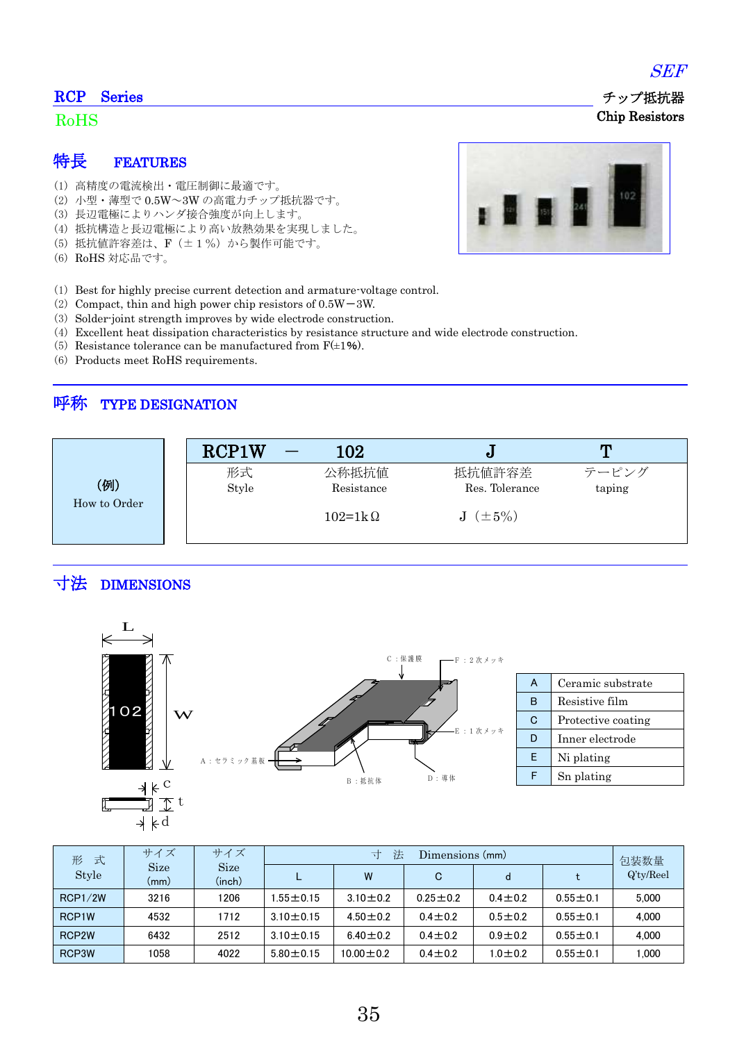SEF

## RCP Series

RoHS

チップ抵抗器
Chip Resistors

## 特長　FEATURES

(1) 高精度の電流検出・電圧制御に最適です。
(2) 小型・薄型で 0.5W～3W の高電力チップ抵抗器です。
(3) 長辺電極によりハンダ接合強度が向上します。
(4) 抵抗構造と長辺電極により高い放熱効果を実現しました。
(5) 抵抗値許容差は、F（±１%）から製作可能です。
(6) RoHS 対応品です。

(1) Best for highly precise current detection and armature-voltage control.
(2) Compact, thin and high power chip resistors of 0.5W－3W.
(3) Solder-joint strength improves by wide electrode construction.
(4) Excellent heat dissipation characteristics by resistance structure and wide electrode construction.
(5) Resistance tolerance can be manufactured from F(±1%).
(6) Products meet RoHS requirements.

## 呼称　TYPE DESIGNATION

(例)
How to Order

| RCP1W | － | 102 | J | T |
|---|---|---|---|---|
| 形式<br>Style | | 公称抵抗値<br>Resistance | 抵抗値許容差<br>Res. Tolerance | テーピング<br>taping |
| | | 102=1kΩ | J（±5%） | |

## 寸法　DIMENSIONS

C：保護膜　F：２次メッキ　E：１次メッキ　A：セラミック基板　B：抵抗体　D：導体

| | |
|---|---|
| A | Ceramic substrate |
| B | Resistive film |
| C | Protective coating |
| D | Inner electrode |
| E | Ni plating |
| F | Sn plating |

| 形　式<br>Style | サイズ<br>Size<br>(mm) | サイズ<br>Size<br>(inch) | 寸　法　Dimensions (mm) | | | | | 包装数量<br>Q'ty/Reel |
|---|---|---|---|---|---|---|---|---|
| | | | L | W | C | d | t | |
| RCP1/2W | 3216 | 1206 | 1.55±0.15 | 3.10±0.2 | 0.25±0.2 | 0.4±0.2 | 0.55±0.1 | 5,000 |
| RCP1W | 4532 | 1712 | 3.10±0.15 | 4.50±0.2 | 0.4±0.2 | 0.5±0.2 | 0.55±0.1 | 4,000 |
| RCP2W | 6432 | 2512 | 3.10±0.15 | 6.40±0.2 | 0.4±0.2 | 0.9±0.2 | 0.55±0.1 | 4,000 |
| RCP3W | 1058 | 4022 | 5.80±0.15 | 10.00±0.2 | 0.4±0.2 | 1.0±0.2 | 0.55±0.1 | 1,000 |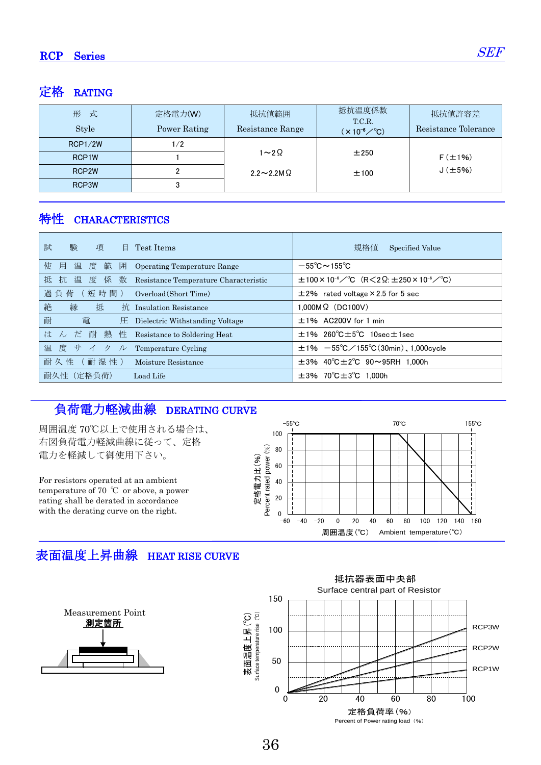## 定格　RATING

| 形　式<br>Style | 定格電力(W)<br>Power Rating | 抵抗値範囲<br>Resistance Range | 抵抗温度係数<br>T.C.R.<br>($\times 10^{-6}$／℃) | 抵抗値許容差<br>Resistance Tolerance |
|---|---|---|---|---|
| RCP1/2W | 1/2 | 1～2Ω | ±250 | F (±1%)<br>J (±5%) |
| RCP1W | 1 | | | |
| RCP2W | 2 | 2.2～2.2MΩ | ±100 | |
| RCP3W | 3 | | | |

## 特性　CHARACTERISTICS

| 試　験　項　目　Test Items | | 規格値　Specified Value |
|---|---|---|
| 使用温度範囲 | Operating Temperature Range | −55℃～155℃ |
| 抵抗温度係数 | Resistance Temperature Characteristic | ±100×$10^{-6}$／℃ (R<2Ω: ±250×$10^{-6}$／℃) |
| 過負荷（短時間） | Overload(Short Time) | ±2%　rated voltage×2.5 for 5 sec |
| 絶縁抵抗 | Insulation Resistance | 1,000MΩ (DC100V) |
| 耐電圧 | Dielectric Withstanding Voltage | ±1%　AC200V for 1 min |
| はんだ耐熱性 | Resistance to Soldering Heat | ±1%　260℃±5℃　10sec±1sec |
| 温度サイクル | Temperature Cycling | ±1%　−55℃／155℃(30min)、1,000cycle |
| 耐久性（耐湿性） | Moisture Resistance | ±3%　40℃±2℃　90～95RH　1,000h |
| 耐久性（定格負荷） | Load Life | ±3%　70℃±3℃　1,000h |

## 負荷電力軽減曲線　DERATING CURVE

周囲温度 70℃以上で使用される場合は、右図負荷電力軽減曲線に従って、定格電力を軽減して御使用下さい。

For resistors operated at an ambient temperature of 70 ℃ or above, a power rating shall be derated in accordance with the derating curve on the right.

-55℃　70℃　155℃

定格電力比(%)　Percent rated power (%)

100　80　60　40　20　0

−60　−40　−20　0　20　40　60　80　100　120　140　160

周囲温度(℃)　Ambient temperature(℃)

## 表面温度上昇曲線　HEAT RISE CURVE

Measurement Point
測定箇所

抵抗器表面中央部
Surface central part of Resistor

表面温度上昇(℃)　Surface temperature rise (℃)

150　100　50　0

RCP3W　RCP2W　RCP1W

0　20　40　60　80　100

定格負荷率(%)
Percent of Power rating load (%)